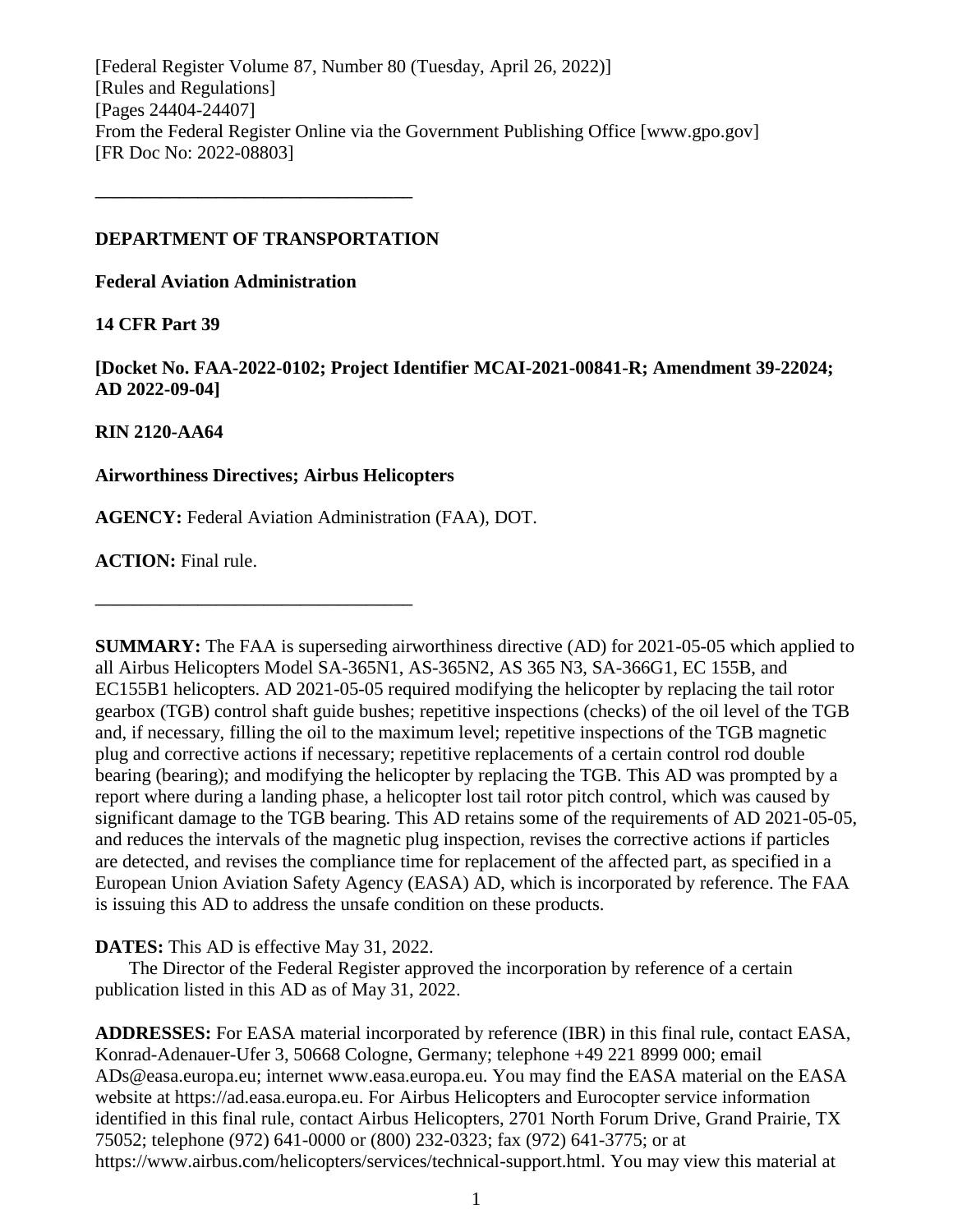[Federal Register Volume 87, Number 80 (Tuesday, April 26, 2022)]
[Rules and Regulations]
[Pages 24404-24407]
From the Federal Register Online via the Government Publishing Office [www.gpo.gov]
[FR Doc No: 2022-08803]

---

**DEPARTMENT OF TRANSPORTATION**

**Federal Aviation Administration**

**14 CFR Part 39**

**[Docket No. FAA-2022-0102; Project Identifier MCAI-2021-00841-R; Amendment 39-22024; AD 2022-09-04]**

**RIN 2120-AA64**

**Airworthiness Directives; Airbus Helicopters**

**AGENCY:** Federal Aviation Administration (FAA), DOT.

**ACTION:** Final rule.

---

**SUMMARY:** The FAA is superseding airworthiness directive (AD) for 2021-05-05 which applied to all Airbus Helicopters Model SA-365N1, AS-365N2, AS 365 N3, SA-366G1, EC 155B, and EC155B1 helicopters. AD 2021-05-05 required modifying the helicopter by replacing the tail rotor gearbox (TGB) control shaft guide bushes; repetitive inspections (checks) of the oil level of the TGB and, if necessary, filling the oil to the maximum level; repetitive inspections of the TGB magnetic plug and corrective actions if necessary; repetitive replacements of a certain control rod double bearing (bearing); and modifying the helicopter by replacing the TGB. This AD was prompted by a report where during a landing phase, a helicopter lost tail rotor pitch control, which was caused by significant damage to the TGB bearing. This AD retains some of the requirements of AD 2021-05-05, and reduces the intervals of the magnetic plug inspection, revises the corrective actions if particles are detected, and revises the compliance time for replacement of the affected part, as specified in a European Union Aviation Safety Agency (EASA) AD, which is incorporated by reference. The FAA is issuing this AD to address the unsafe condition on these products.

**DATES:** This AD is effective May 31, 2022.

The Director of the Federal Register approved the incorporation by reference of a certain publication listed in this AD as of May 31, 2022.

**ADDRESSES:** For EASA material incorporated by reference (IBR) in this final rule, contact EASA, Konrad-Adenauer-Ufer 3, 50668 Cologne, Germany; telephone +49 221 8999 000; email ADs@easa.europa.eu; internet www.easa.europa.eu. You may find the EASA material on the EASA website at https://ad.easa.europa.eu. For Airbus Helicopters and Eurocopter service information identified in this final rule, contact Airbus Helicopters, 2701 North Forum Drive, Grand Prairie, TX 75052; telephone (972) 641-0000 or (800) 232-0323; fax (972) 641-3775; or at https://www.airbus.com/helicopters/services/technical-support.html. You may view this material at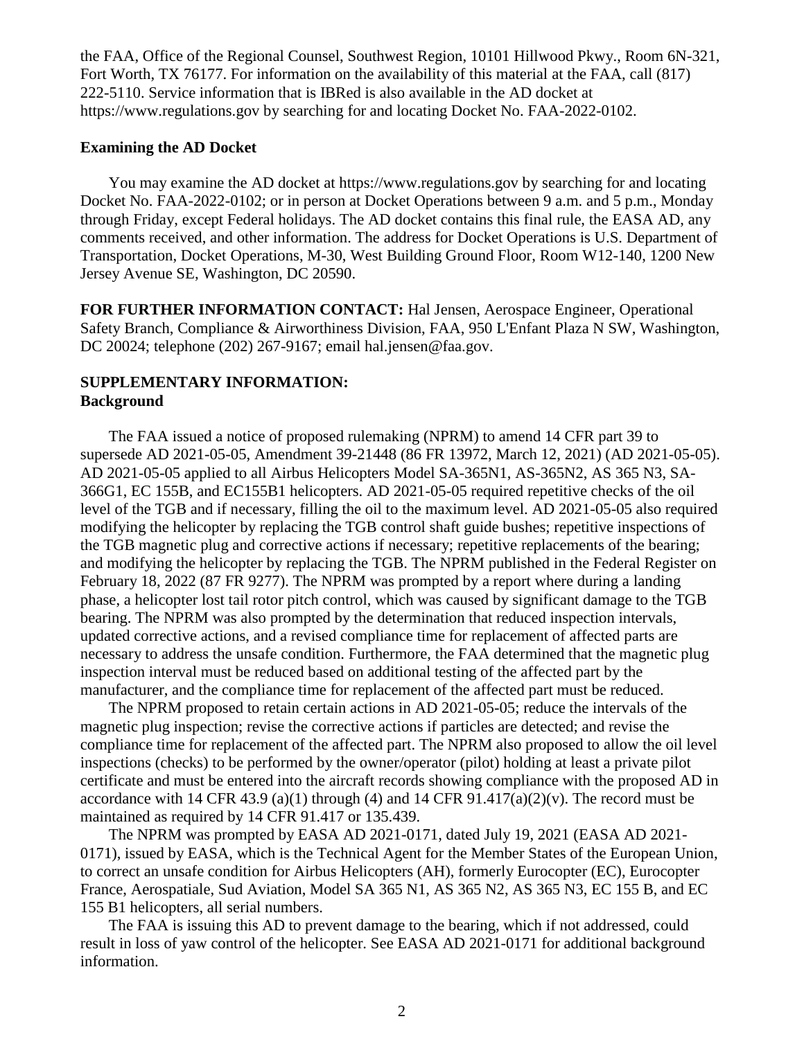the FAA, Office of the Regional Counsel, Southwest Region, 10101 Hillwood Pkwy., Room 6N-321, Fort Worth, TX 76177. For information on the availability of this material at the FAA, call (817) 222-5110. Service information that is IBRed is also available in the AD docket at https://www.regulations.gov by searching for and locating Docket No. FAA-2022-0102.

**Examining the AD Docket**

You may examine the AD docket at https://www.regulations.gov by searching for and locating Docket No. FAA-2022-0102; or in person at Docket Operations between 9 a.m. and 5 p.m., Monday through Friday, except Federal holidays. The AD docket contains this final rule, the EASA AD, any comments received, and other information. The address for Docket Operations is U.S. Department of Transportation, Docket Operations, M-30, West Building Ground Floor, Room W12-140, 1200 New Jersey Avenue SE, Washington, DC 20590.

**FOR FURTHER INFORMATION CONTACT:** Hal Jensen, Aerospace Engineer, Operational Safety Branch, Compliance & Airworthiness Division, FAA, 950 L'Enfant Plaza N SW, Washington, DC 20024; telephone (202) 267-9167; email hal.jensen@faa.gov.

**SUPPLEMENTARY INFORMATION:**

**Background**

The FAA issued a notice of proposed rulemaking (NPRM) to amend 14 CFR part 39 to supersede AD 2021-05-05, Amendment 39-21448 (86 FR 13972, March 12, 2021) (AD 2021-05-05). AD 2021-05-05 applied to all Airbus Helicopters Model SA-365N1, AS-365N2, AS 365 N3, SA-366G1, EC 155B, and EC155B1 helicopters. AD 2021-05-05 required repetitive checks of the oil level of the TGB and if necessary, filling the oil to the maximum level. AD 2021-05-05 also required modifying the helicopter by replacing the TGB control shaft guide bushes; repetitive inspections of the TGB magnetic plug and corrective actions if necessary; repetitive replacements of the bearing; and modifying the helicopter by replacing the TGB. The NPRM published in the Federal Register on February 18, 2022 (87 FR 9277). The NPRM was prompted by a report where during a landing phase, a helicopter lost tail rotor pitch control, which was caused by significant damage to the TGB bearing. The NPRM was also prompted by the determination that reduced inspection intervals, updated corrective actions, and a revised compliance time for replacement of affected parts are necessary to address the unsafe condition. Furthermore, the FAA determined that the magnetic plug inspection interval must be reduced based on additional testing of the affected part by the manufacturer, and the compliance time for replacement of the affected part must be reduced.

The NPRM proposed to retain certain actions in AD 2021-05-05; reduce the intervals of the magnetic plug inspection; revise the corrective actions if particles are detected; and revise the compliance time for replacement of the affected part. The NPRM also proposed to allow the oil level inspections (checks) to be performed by the owner/operator (pilot) holding at least a private pilot certificate and must be entered into the aircraft records showing compliance with the proposed AD in accordance with 14 CFR 43.9 (a)(1) through (4) and 14 CFR 91.417(a)(2)(v). The record must be maintained as required by 14 CFR 91.417 or 135.439.

The NPRM was prompted by EASA AD 2021-0171, dated July 19, 2021 (EASA AD 2021-0171), issued by EASA, which is the Technical Agent for the Member States of the European Union, to correct an unsafe condition for Airbus Helicopters (AH), formerly Eurocopter (EC), Eurocopter France, Aerospatiale, Sud Aviation, Model SA 365 N1, AS 365 N2, AS 365 N3, EC 155 B, and EC 155 B1 helicopters, all serial numbers.

The FAA is issuing this AD to prevent damage to the bearing, which if not addressed, could result in loss of yaw control of the helicopter. See EASA AD 2021-0171 for additional background information.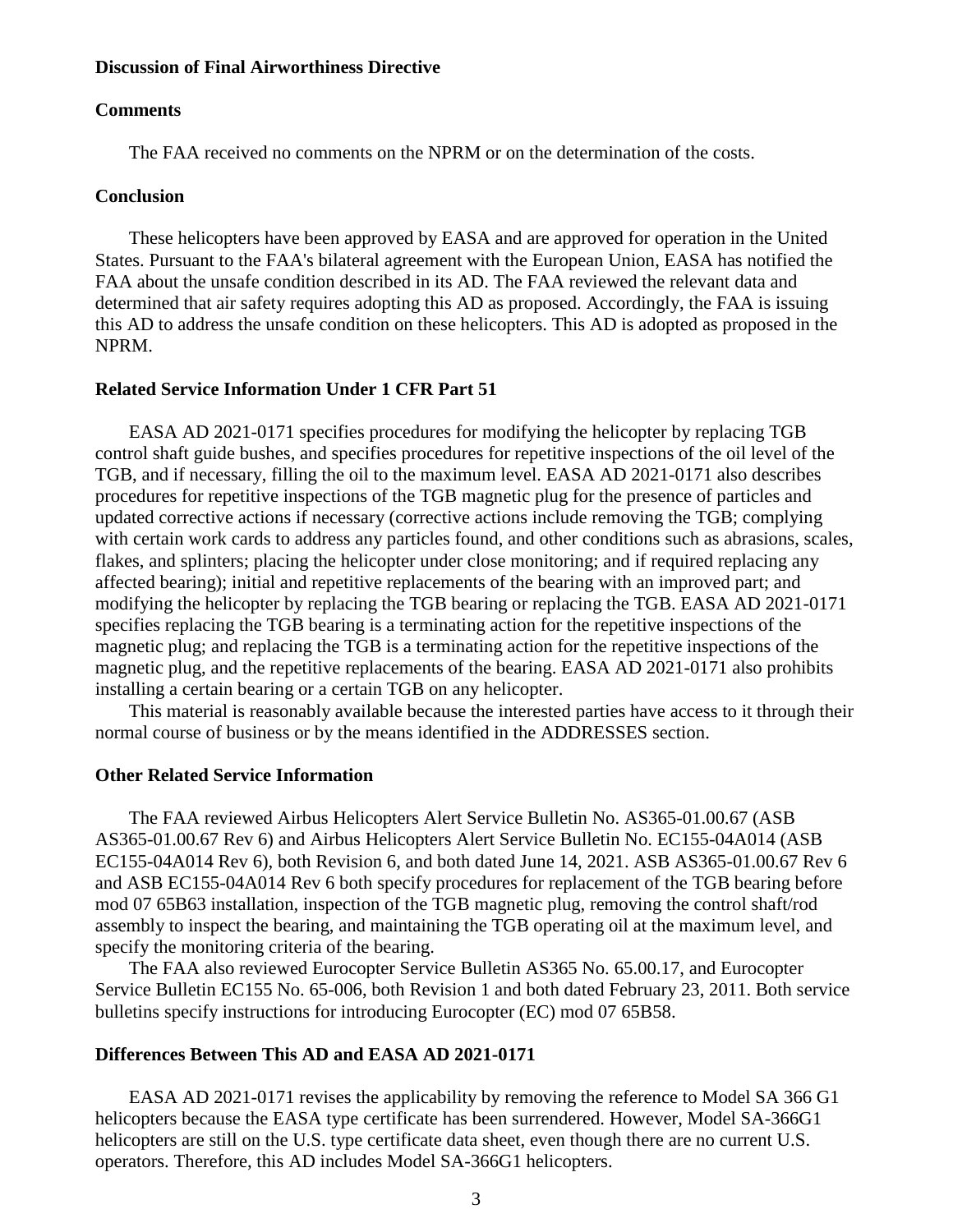**Discussion of Final Airworthiness Directive**

**Comments**

The FAA received no comments on the NPRM or on the determination of the costs.

**Conclusion**

These helicopters have been approved by EASA and are approved for operation in the United States. Pursuant to the FAA's bilateral agreement with the European Union, EASA has notified the FAA about the unsafe condition described in its AD. The FAA reviewed the relevant data and determined that air safety requires adopting this AD as proposed. Accordingly, the FAA is issuing this AD to address the unsafe condition on these helicopters. This AD is adopted as proposed in the NPRM.

**Related Service Information Under 1 CFR Part 51**

EASA AD 2021-0171 specifies procedures for modifying the helicopter by replacing TGB control shaft guide bushes, and specifies procedures for repetitive inspections of the oil level of the TGB, and if necessary, filling the oil to the maximum level. EASA AD 2021-0171 also describes procedures for repetitive inspections of the TGB magnetic plug for the presence of particles and updated corrective actions if necessary (corrective actions include removing the TGB; complying with certain work cards to address any particles found, and other conditions such as abrasions, scales, flakes, and splinters; placing the helicopter under close monitoring; and if required replacing any affected bearing); initial and repetitive replacements of the bearing with an improved part; and modifying the helicopter by replacing the TGB bearing or replacing the TGB. EASA AD 2021-0171 specifies replacing the TGB bearing is a terminating action for the repetitive inspections of the magnetic plug; and replacing the TGB is a terminating action for the repetitive inspections of the magnetic plug, and the repetitive replacements of the bearing. EASA AD 2021-0171 also prohibits installing a certain bearing or a certain TGB on any helicopter.

This material is reasonably available because the interested parties have access to it through their normal course of business or by the means identified in the ADDRESSES section.

**Other Related Service Information**

The FAA reviewed Airbus Helicopters Alert Service Bulletin No. AS365-01.00.67 (ASB AS365-01.00.67 Rev 6) and Airbus Helicopters Alert Service Bulletin No. EC155-04A014 (ASB EC155-04A014 Rev 6), both Revision 6, and both dated June 14, 2021. ASB AS365-01.00.67 Rev 6 and ASB EC155-04A014 Rev 6 both specify procedures for replacement of the TGB bearing before mod 07 65B63 installation, inspection of the TGB magnetic plug, removing the control shaft/rod assembly to inspect the bearing, and maintaining the TGB operating oil at the maximum level, and specify the monitoring criteria of the bearing.

The FAA also reviewed Eurocopter Service Bulletin AS365 No. 65.00.17, and Eurocopter Service Bulletin EC155 No. 65-006, both Revision 1 and both dated February 23, 2011. Both service bulletins specify instructions for introducing Eurocopter (EC) mod 07 65B58.

**Differences Between This AD and EASA AD 2021-0171**

EASA AD 2021-0171 revises the applicability by removing the reference to Model SA 366 G1 helicopters because the EASA type certificate has been surrendered. However, Model SA-366G1 helicopters are still on the U.S. type certificate data sheet, even though there are no current U.S. operators. Therefore, this AD includes Model SA-366G1 helicopters.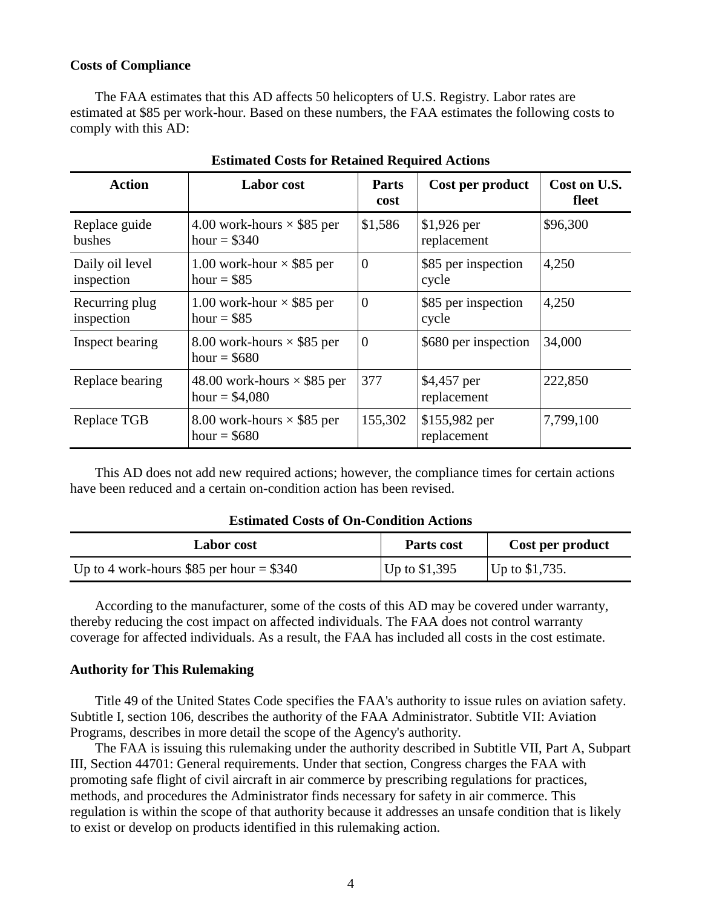### Costs of Compliance

The FAA estimates that this AD affects 50 helicopters of U.S. Registry. Labor rates are estimated at $85 per work-hour. Based on these numbers, the FAA estimates the following costs to comply with this AD:

**Estimated Costs for Retained Required Actions**

| Action | Labor cost | Parts cost | Cost per product | Cost on U.S. fleet |
|---|---|---|---|---|
| Replace guide bushes | 4.00 work-hours × $85 per hour = $340 | $1,586 | $1,926 per replacement | $96,300 |
| Daily oil level inspection | 1.00 work-hour × $85 per hour = $85 | 0 | $85 per inspection cycle | 4,250 |
| Recurring plug inspection | 1.00 work-hour × $85 per hour = $85 | 0 | $85 per inspection cycle | 4,250 |
| Inspect bearing | 8.00 work-hours × $85 per hour = $680 | 0 | $680 per inspection | 34,000 |
| Replace bearing | 48.00 work-hours × $85 per hour = $4,080 | 377 | $4,457 per replacement | 222,850 |
| Replace TGB | 8.00 work-hours × $85 per hour = $680 | 155,302 | $155,982 per replacement | 7,799,100 |

This AD does not add new required actions; however, the compliance times for certain actions have been reduced and a certain on-condition action has been revised.

**Estimated Costs of On-Condition Actions**

| Labor cost | Parts cost | Cost per product |
|---|---|---|
| Up to 4 work-hours $85 per hour = $340 | Up to $1,395 | Up to $1,735. |

According to the manufacturer, some of the costs of this AD may be covered under warranty, thereby reducing the cost impact on affected individuals. The FAA does not control warranty coverage for affected individuals. As a result, the FAA has included all costs in the cost estimate.

### Authority for This Rulemaking

Title 49 of the United States Code specifies the FAA's authority to issue rules on aviation safety. Subtitle I, section 106, describes the authority of the FAA Administrator. Subtitle VII: Aviation Programs, describes in more detail the scope of the Agency's authority.

The FAA is issuing this rulemaking under the authority described in Subtitle VII, Part A, Subpart III, Section 44701: General requirements. Under that section, Congress charges the FAA with promoting safe flight of civil aircraft in air commerce by prescribing regulations for practices, methods, and procedures the Administrator finds necessary for safety in air commerce. This regulation is within the scope of that authority because it addresses an unsafe condition that is likely to exist or develop on products identified in this rulemaking action.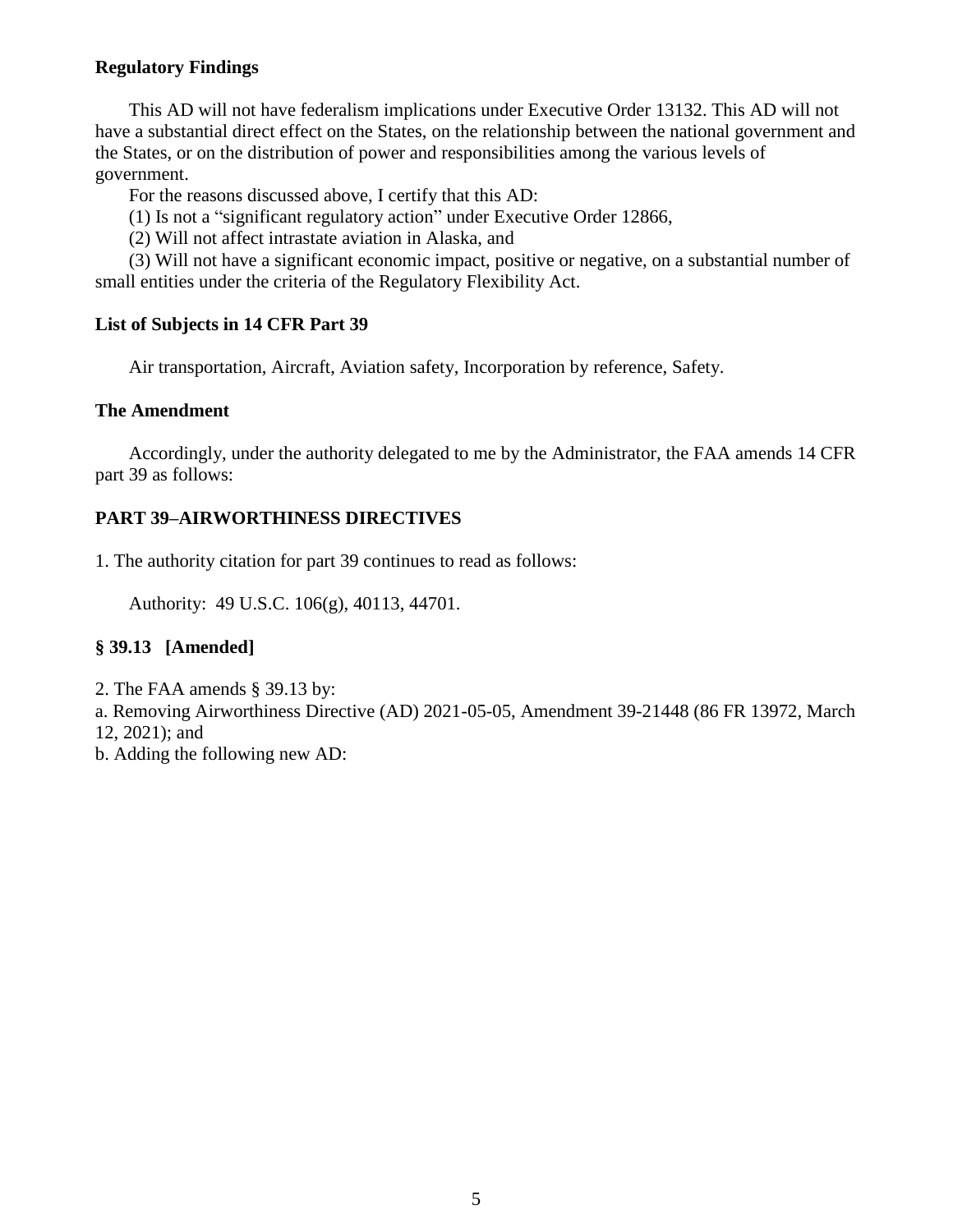**Regulatory Findings**

This AD will not have federalism implications under Executive Order 13132. This AD will not have a substantial direct effect on the States, on the relationship between the national government and the States, or on the distribution of power and responsibilities among the various levels of government.

For the reasons discussed above, I certify that this AD:

(1) Is not a "significant regulatory action" under Executive Order 12866,

(2) Will not affect intrastate aviation in Alaska, and

(3) Will not have a significant economic impact, positive or negative, on a substantial number of small entities under the criteria of the Regulatory Flexibility Act.

**List of Subjects in 14 CFR Part 39**

Air transportation, Aircraft, Aviation safety, Incorporation by reference, Safety.

**The Amendment**

Accordingly, under the authority delegated to me by the Administrator, the FAA amends 14 CFR part 39 as follows:

**PART 39–AIRWORTHINESS DIRECTIVES**

1. The authority citation for part 39 continues to read as follows:

Authority: 49 U.S.C. 106(g), 40113, 44701.

**§ 39.13 [Amended]**

2. The FAA amends § 39.13 by:

a. Removing Airworthiness Directive (AD) 2021-05-05, Amendment 39-21448 (86 FR 13972, March 12, 2021); and

b. Adding the following new AD: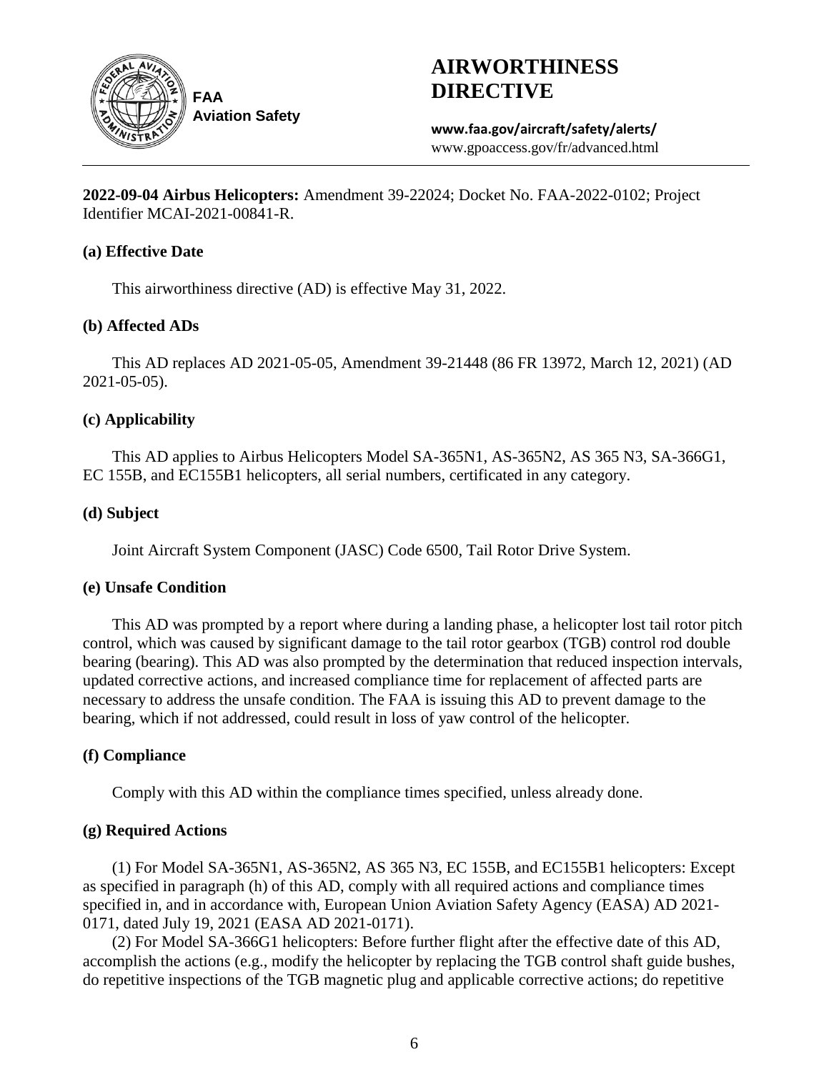# AIRWORTHINESS DIRECTIVE

FAA
Aviation Safety

**www.faa.gov/aircraft/safety/alerts/**
www.gpoaccess.gov/fr/advanced.html

---

**2022-09-04 Airbus Helicopters:** Amendment 39-22024; Docket No. FAA-2022-0102; Project Identifier MCAI-2021-00841-R.

### (a) Effective Date

This airworthiness directive (AD) is effective May 31, 2022.

### (b) Affected ADs

This AD replaces AD 2021-05-05, Amendment 39-21448 (86 FR 13972, March 12, 2021) (AD 2021-05-05).

### (c) Applicability

This AD applies to Airbus Helicopters Model SA-365N1, AS-365N2, AS 365 N3, SA-366G1, EC 155B, and EC155B1 helicopters, all serial numbers, certificated in any category.

### (d) Subject

Joint Aircraft System Component (JASC) Code 6500, Tail Rotor Drive System.

### (e) Unsafe Condition

This AD was prompted by a report where during a landing phase, a helicopter lost tail rotor pitch control, which was caused by significant damage to the tail rotor gearbox (TGB) control rod double bearing (bearing). This AD was also prompted by the determination that reduced inspection intervals, updated corrective actions, and increased compliance time for replacement of affected parts are necessary to address the unsafe condition. The FAA is issuing this AD to prevent damage to the bearing, which if not addressed, could result in loss of yaw control of the helicopter.

### (f) Compliance

Comply with this AD within the compliance times specified, unless already done.

### (g) Required Actions

(1) For Model SA-365N1, AS-365N2, AS 365 N3, EC 155B, and EC155B1 helicopters: Except as specified in paragraph (h) of this AD, comply with all required actions and compliance times specified in, and in accordance with, European Union Aviation Safety Agency (EASA) AD 2021-0171, dated July 19, 2021 (EASA AD 2021-0171).

(2) For Model SA-366G1 helicopters: Before further flight after the effective date of this AD, accomplish the actions (e.g., modify the helicopter by replacing the TGB control shaft guide bushes, do repetitive inspections of the TGB magnetic plug and applicable corrective actions; do repetitive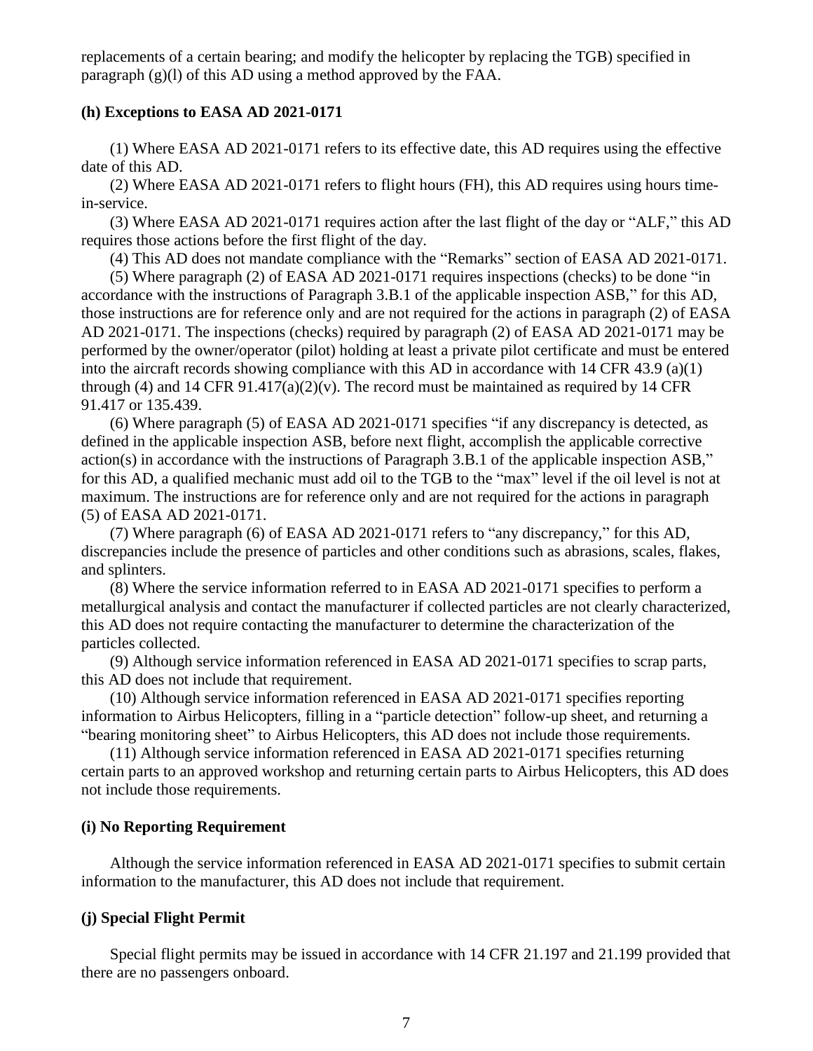replacements of a certain bearing; and modify the helicopter by replacing the TGB) specified in paragraph (g)(l) of this AD using a method approved by the FAA.

### (h) Exceptions to EASA AD 2021-0171

(1) Where EASA AD 2021-0171 refers to its effective date, this AD requires using the effective date of this AD.

(2) Where EASA AD 2021-0171 refers to flight hours (FH), this AD requires using hours time-in-service.

(3) Where EASA AD 2021-0171 requires action after the last flight of the day or "ALF," this AD requires those actions before the first flight of the day.

(4) This AD does not mandate compliance with the "Remarks" section of EASA AD 2021-0171.

(5) Where paragraph (2) of EASA AD 2021-0171 requires inspections (checks) to be done "in accordance with the instructions of Paragraph 3.B.1 of the applicable inspection ASB," for this AD, those instructions are for reference only and are not required for the actions in paragraph (2) of EASA AD 2021-0171. The inspections (checks) required by paragraph (2) of EASA AD 2021-0171 may be performed by the owner/operator (pilot) holding at least a private pilot certificate and must be entered into the aircraft records showing compliance with this AD in accordance with 14 CFR 43.9 (a)(1) through (4) and 14 CFR 91.417(a)(2)(v). The record must be maintained as required by 14 CFR 91.417 or 135.439.

(6) Where paragraph (5) of EASA AD 2021-0171 specifies "if any discrepancy is detected, as defined in the applicable inspection ASB, before next flight, accomplish the applicable corrective action(s) in accordance with the instructions of Paragraph 3.B.1 of the applicable inspection ASB," for this AD, a qualified mechanic must add oil to the TGB to the "max" level if the oil level is not at maximum. The instructions are for reference only and are not required for the actions in paragraph (5) of EASA AD 2021-0171.

(7) Where paragraph (6) of EASA AD 2021-0171 refers to "any discrepancy," for this AD, discrepancies include the presence of particles and other conditions such as abrasions, scales, flakes, and splinters.

(8) Where the service information referred to in EASA AD 2021-0171 specifies to perform a metallurgical analysis and contact the manufacturer if collected particles are not clearly characterized, this AD does not require contacting the manufacturer to determine the characterization of the particles collected.

(9) Although service information referenced in EASA AD 2021-0171 specifies to scrap parts, this AD does not include that requirement.

(10) Although service information referenced in EASA AD 2021-0171 specifies reporting information to Airbus Helicopters, filling in a "particle detection" follow-up sheet, and returning a "bearing monitoring sheet" to Airbus Helicopters, this AD does not include those requirements.

(11) Although service information referenced in EASA AD 2021-0171 specifies returning certain parts to an approved workshop and returning certain parts to Airbus Helicopters, this AD does not include those requirements.

### (i) No Reporting Requirement

Although the service information referenced in EASA AD 2021-0171 specifies to submit certain information to the manufacturer, this AD does not include that requirement.

### (j) Special Flight Permit

Special flight permits may be issued in accordance with 14 CFR 21.197 and 21.199 provided that there are no passengers onboard.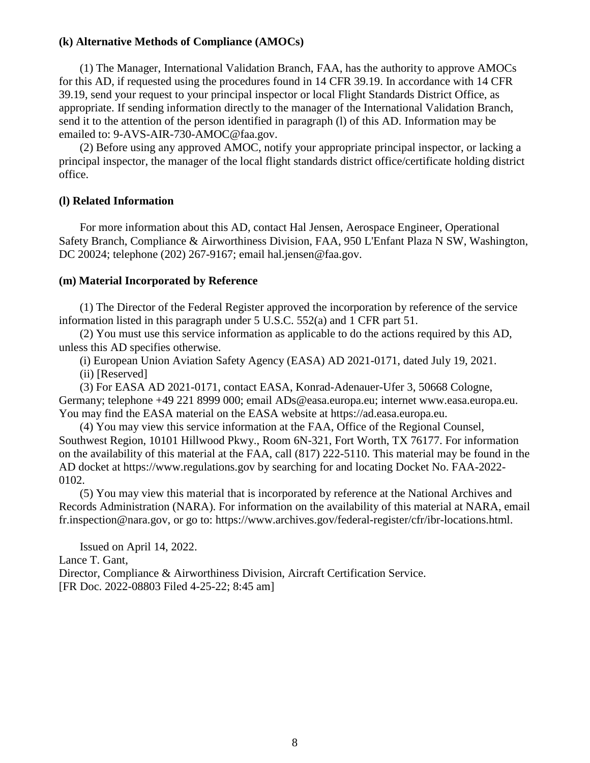**(k) Alternative Methods of Compliance (AMOCs)**

(1) The Manager, International Validation Branch, FAA, has the authority to approve AMOCs for this AD, if requested using the procedures found in 14 CFR 39.19. In accordance with 14 CFR 39.19, send your request to your principal inspector or local Flight Standards District Office, as appropriate. If sending information directly to the manager of the International Validation Branch, send it to the attention of the person identified in paragraph (l) of this AD. Information may be emailed to: 9-AVS-AIR-730-AMOC@faa.gov.

(2) Before using any approved AMOC, notify your appropriate principal inspector, or lacking a principal inspector, the manager of the local flight standards district office/certificate holding district office.

**(l) Related Information**

For more information about this AD, contact Hal Jensen, Aerospace Engineer, Operational Safety Branch, Compliance & Airworthiness Division, FAA, 950 L'Enfant Plaza N SW, Washington, DC 20024; telephone (202) 267-9167; email hal.jensen@faa.gov.

**(m) Material Incorporated by Reference**

(1) The Director of the Federal Register approved the incorporation by reference of the service information listed in this paragraph under 5 U.S.C. 552(a) and 1 CFR part 51.

(2) You must use this service information as applicable to do the actions required by this AD, unless this AD specifies otherwise.

(i) European Union Aviation Safety Agency (EASA) AD 2021-0171, dated July 19, 2021.

(ii) [Reserved]

(3) For EASA AD 2021-0171, contact EASA, Konrad-Adenauer-Ufer 3, 50668 Cologne, Germany; telephone +49 221 8999 000; email ADs@easa.europa.eu; internet www.easa.europa.eu. You may find the EASA material on the EASA website at https://ad.easa.europa.eu.

(4) You may view this service information at the FAA, Office of the Regional Counsel, Southwest Region, 10101 Hillwood Pkwy., Room 6N-321, Fort Worth, TX 76177. For information on the availability of this material at the FAA, call (817) 222-5110. This material may be found in the AD docket at https://www.regulations.gov by searching for and locating Docket No. FAA-2022-0102.

(5) You may view this material that is incorporated by reference at the National Archives and Records Administration (NARA). For information on the availability of this material at NARA, email fr.inspection@nara.gov, or go to: https://www.archives.gov/federal-register/cfr/ibr-locations.html.

Issued on April 14, 2022.

Lance T. Gant,

Director, Compliance & Airworthiness Division, Aircraft Certification Service.

[FR Doc. 2022-08803 Filed 4-25-22; 8:45 am]